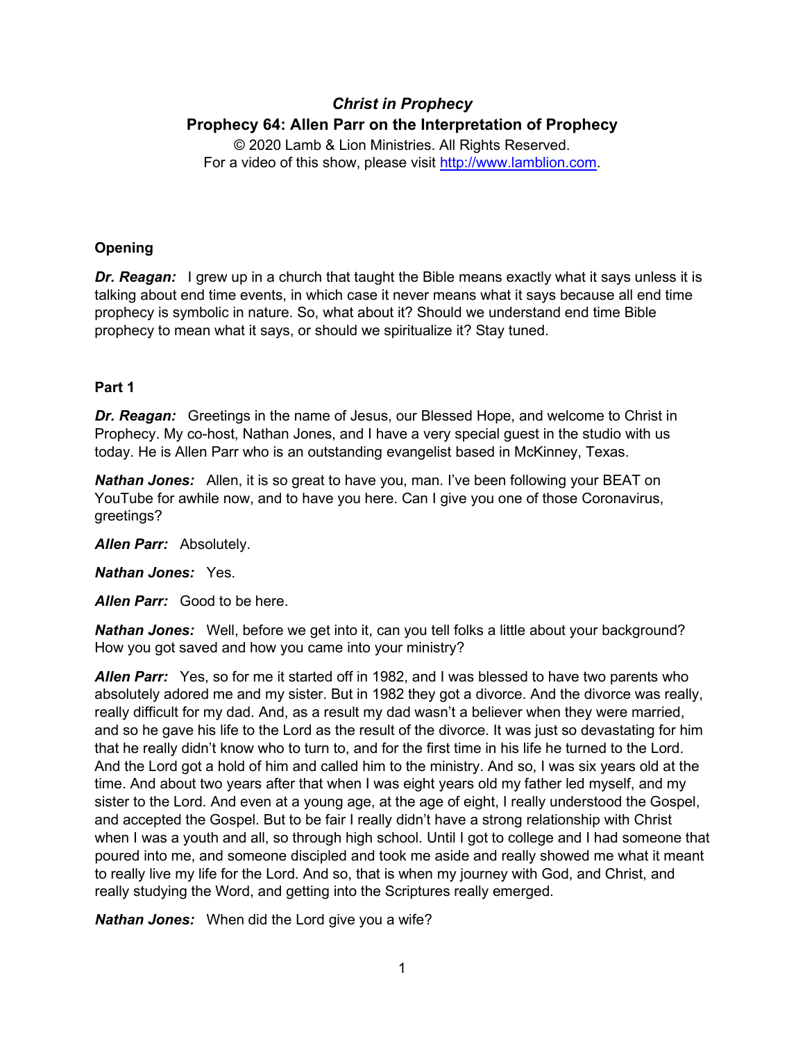# *Christ in Prophecy*

## Prophecy 64: Allen Parr on the Interpretation of Prophecy

© 2020 Lamb & Lion Ministries. All Rights Reserved.
For a video of this show, please visit http://www.lamblion.com.

### Opening

***Dr. Reagan:*** I grew up in a church that taught the Bible means exactly what it says unless it is talking about end time events, in which case it never means what it says because all end time prophecy is symbolic in nature. So, what about it? Should we understand end time Bible prophecy to mean what it says, or should we spiritualize it? Stay tuned.

### Part 1

***Dr. Reagan:*** Greetings in the name of Jesus, our Blessed Hope, and welcome to Christ in Prophecy. My co-host, Nathan Jones, and I have a very special guest in the studio with us today. He is Allen Parr who is an outstanding evangelist based in McKinney, Texas.

***Nathan Jones:*** Allen, it is so great to have you, man. I've been following your BEAT on YouTube for awhile now, and to have you here. Can I give you one of those Coronavirus, greetings?

***Allen Parr:*** Absolutely.

***Nathan Jones:*** Yes.

***Allen Parr:*** Good to be here.

***Nathan Jones:*** Well, before we get into it, can you tell folks a little about your background? How you got saved and how you came into your ministry?

***Allen Parr:*** Yes, so for me it started off in 1982, and I was blessed to have two parents who absolutely adored me and my sister. But in 1982 they got a divorce. And the divorce was really, really difficult for my dad. And, as a result my dad wasn't a believer when they were married, and so he gave his life to the Lord as the result of the divorce. It was just so devastating for him that he really didn't know who to turn to, and for the first time in his life he turned to the Lord. And the Lord got a hold of him and called him to the ministry. And so, I was six years old at the time. And about two years after that when I was eight years old my father led myself, and my sister to the Lord. And even at a young age, at the age of eight, I really understood the Gospel, and accepted the Gospel. But to be fair I really didn't have a strong relationship with Christ when I was a youth and all, so through high school. Until I got to college and I had someone that poured into me, and someone discipled and took me aside and really showed me what it meant to really live my life for the Lord. And so, that is when my journey with God, and Christ, and really studying the Word, and getting into the Scriptures really emerged.

***Nathan Jones:*** When did the Lord give you a wife?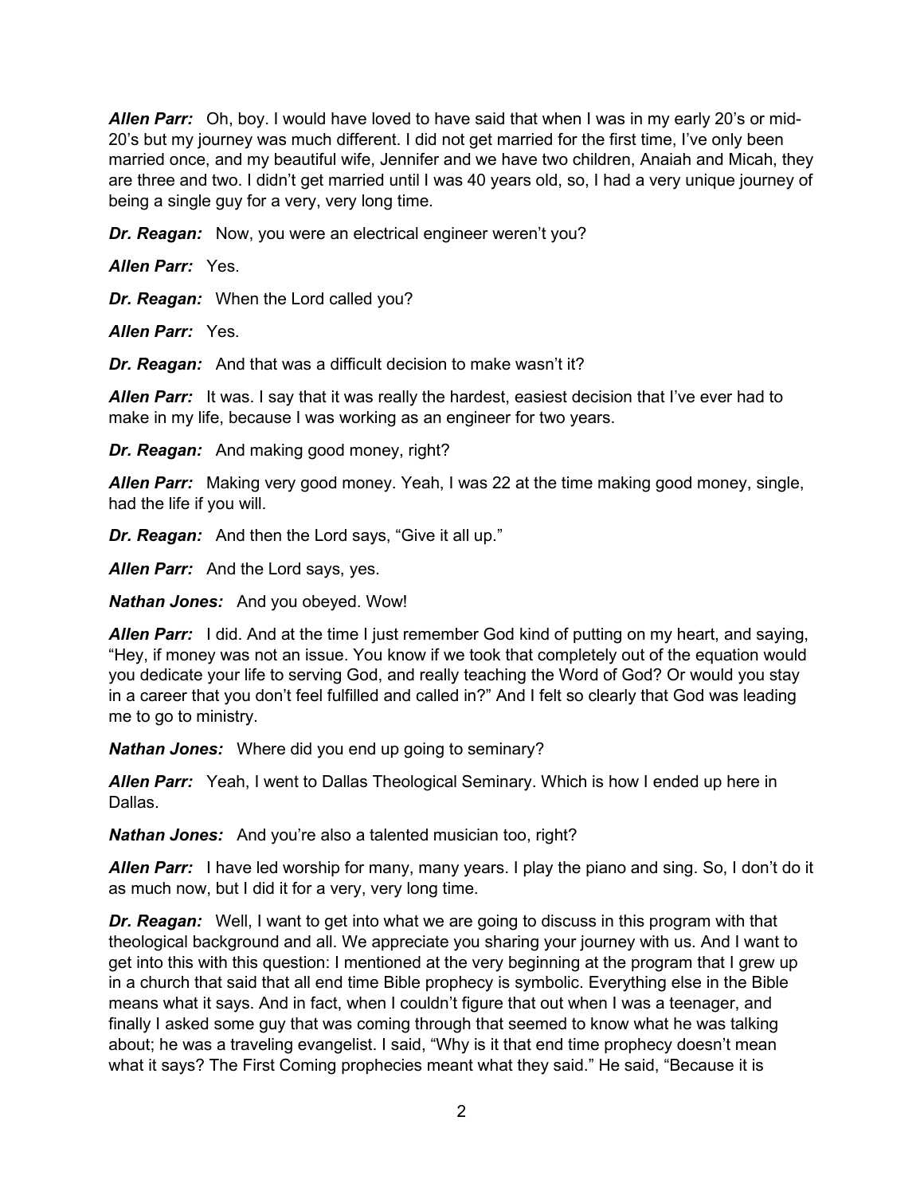***Allen Parr:*** Oh, boy. I would have loved to have said that when I was in my early 20's or mid-20's but my journey was much different. I did not get married for the first time, I've only been married once, and my beautiful wife, Jennifer and we have two children, Anaiah and Micah, they are three and two. I didn't get married until I was 40 years old, so, I had a very unique journey of being a single guy for a very, very long time.

***Dr. Reagan:*** Now, you were an electrical engineer weren't you?

***Allen Parr:*** Yes.

***Dr. Reagan:*** When the Lord called you?

***Allen Parr:*** Yes.

***Dr. Reagan:*** And that was a difficult decision to make wasn't it?

***Allen Parr:*** It was. I say that it was really the hardest, easiest decision that I've ever had to make in my life, because I was working as an engineer for two years.

***Dr. Reagan:*** And making good money, right?

***Allen Parr:*** Making very good money. Yeah, I was 22 at the time making good money, single, had the life if you will.

***Dr. Reagan:*** And then the Lord says, "Give it all up."

***Allen Parr:*** And the Lord says, yes.

***Nathan Jones:*** And you obeyed. Wow!

***Allen Parr:*** I did. And at the time I just remember God kind of putting on my heart, and saying, "Hey, if money was not an issue. You know if we took that completely out of the equation would you dedicate your life to serving God, and really teaching the Word of God? Or would you stay in a career that you don't feel fulfilled and called in?" And I felt so clearly that God was leading me to go to ministry.

***Nathan Jones:*** Where did you end up going to seminary?

***Allen Parr:*** Yeah, I went to Dallas Theological Seminary. Which is how I ended up here in Dallas.

***Nathan Jones:*** And you're also a talented musician too, right?

***Allen Parr:*** I have led worship for many, many years. I play the piano and sing. So, I don't do it as much now, but I did it for a very, very long time.

***Dr. Reagan:*** Well, I want to get into what we are going to discuss in this program with that theological background and all. We appreciate you sharing your journey with us. And I want to get into this with this question: I mentioned at the very beginning at the program that I grew up in a church that said that all end time Bible prophecy is symbolic. Everything else in the Bible means what it says. And in fact, when I couldn't figure that out when I was a teenager, and finally I asked some guy that was coming through that seemed to know what he was talking about; he was a traveling evangelist. I said, "Why is it that end time prophecy doesn't mean what it says? The First Coming prophecies meant what they said." He said, "Because it is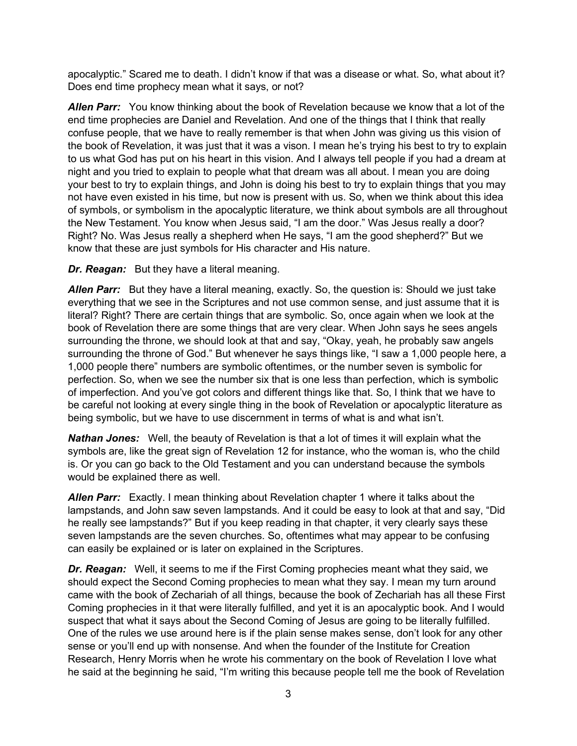apocalyptic." Scared me to death. I didn't know if that was a disease or what. So, what about it? Does end time prophecy mean what it says, or not?

***Allen Parr:*** You know thinking about the book of Revelation because we know that a lot of the end time prophecies are Daniel and Revelation. And one of the things that I think that really confuse people, that we have to really remember is that when John was giving us this vision of the book of Revelation, it was just that it was a vison. I mean he's trying his best to try to explain to us what God has put on his heart in this vision. And I always tell people if you had a dream at night and you tried to explain to people what that dream was all about. I mean you are doing your best to try to explain things, and John is doing his best to try to explain things that you may not have even existed in his time, but now is present with us. So, when we think about this idea of symbols, or symbolism in the apocalyptic literature, we think about symbols are all throughout the New Testament. You know when Jesus said, "I am the door." Was Jesus really a door? Right? No. Was Jesus really a shepherd when He says, "I am the good shepherd?" But we know that these are just symbols for His character and His nature.

***Dr. Reagan:*** But they have a literal meaning.

***Allen Parr:*** But they have a literal meaning, exactly. So, the question is: Should we just take everything that we see in the Scriptures and not use common sense, and just assume that it is literal? Right? There are certain things that are symbolic. So, once again when we look at the book of Revelation there are some things that are very clear. When John says he sees angels surrounding the throne, we should look at that and say, "Okay, yeah, he probably saw angels surrounding the throne of God." But whenever he says things like, "I saw a 1,000 people here, a 1,000 people there" numbers are symbolic oftentimes, or the number seven is symbolic for perfection. So, when we see the number six that is one less than perfection, which is symbolic of imperfection. And you've got colors and different things like that. So, I think that we have to be careful not looking at every single thing in the book of Revelation or apocalyptic literature as being symbolic, but we have to use discernment in terms of what is and what isn't.

***Nathan Jones:*** Well, the beauty of Revelation is that a lot of times it will explain what the symbols are, like the great sign of Revelation 12 for instance, who the woman is, who the child is. Or you can go back to the Old Testament and you can understand because the symbols would be explained there as well.

***Allen Parr:*** Exactly. I mean thinking about Revelation chapter 1 where it talks about the lampstands, and John saw seven lampstands. And it could be easy to look at that and say, "Did he really see lampstands?" But if you keep reading in that chapter, it very clearly says these seven lampstands are the seven churches. So, oftentimes what may appear to be confusing can easily be explained or is later on explained in the Scriptures.

***Dr. Reagan:*** Well, it seems to me if the First Coming prophecies meant what they said, we should expect the Second Coming prophecies to mean what they say. I mean my turn around came with the book of Zechariah of all things, because the book of Zechariah has all these First Coming prophecies in it that were literally fulfilled, and yet it is an apocalyptic book. And I would suspect that what it says about the Second Coming of Jesus are going to be literally fulfilled. One of the rules we use around here is if the plain sense makes sense, don't look for any other sense or you'll end up with nonsense. And when the founder of the Institute for Creation Research, Henry Morris when he wrote his commentary on the book of Revelation I love what he said at the beginning he said, "I'm writing this because people tell me the book of Revelation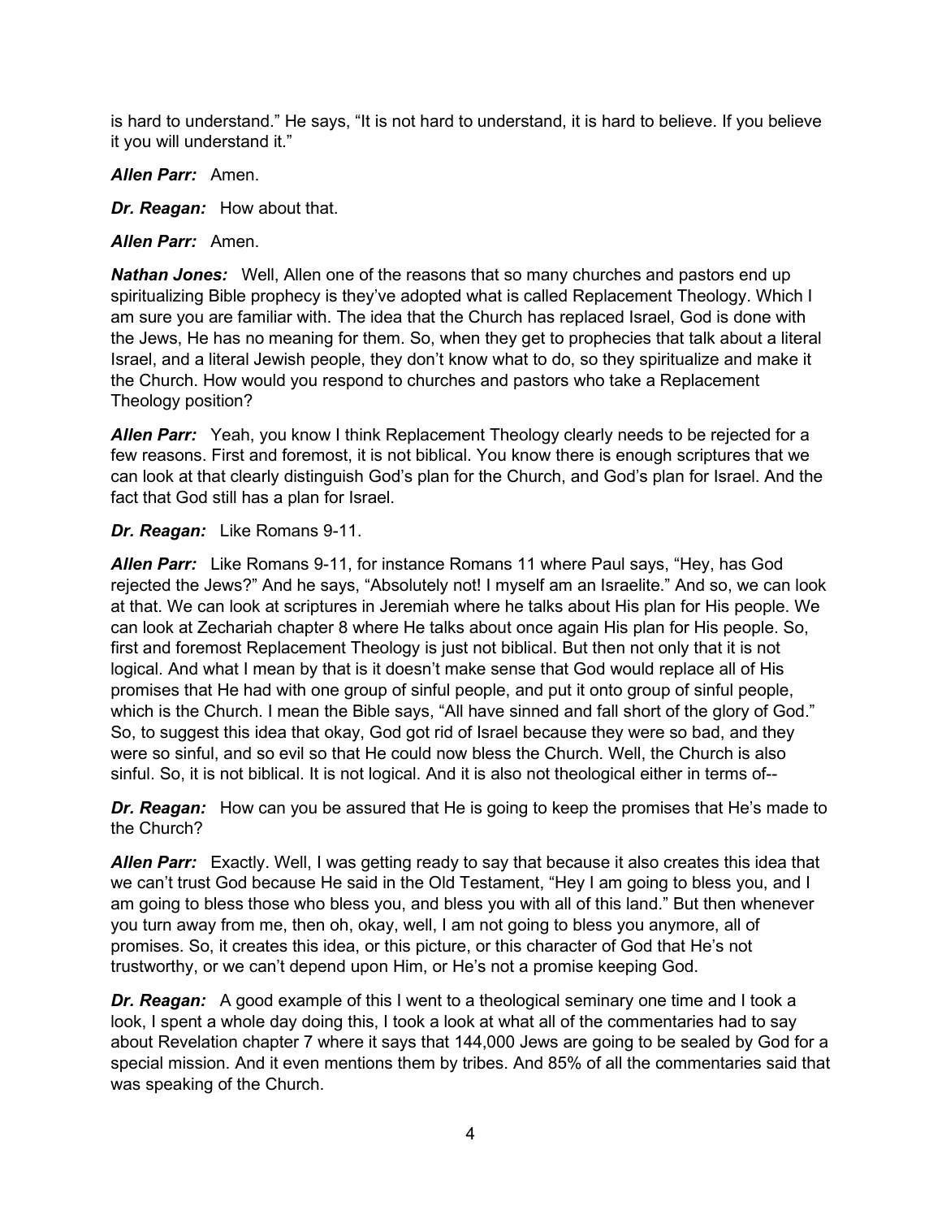is hard to understand." He says, "It is not hard to understand, it is hard to believe. If you believe it you will understand it."

***Allen Parr:*** Amen.

***Dr. Reagan:*** How about that.

***Allen Parr:*** Amen.

***Nathan Jones:*** Well, Allen one of the reasons that so many churches and pastors end up spiritualizing Bible prophecy is they've adopted what is called Replacement Theology. Which I am sure you are familiar with. The idea that the Church has replaced Israel, God is done with the Jews, He has no meaning for them. So, when they get to prophecies that talk about a literal Israel, and a literal Jewish people, they don't know what to do, so they spiritualize and make it the Church. How would you respond to churches and pastors who take a Replacement Theology position?

***Allen Parr:*** Yeah, you know I think Replacement Theology clearly needs to be rejected for a few reasons. First and foremost, it is not biblical. You know there is enough scriptures that we can look at that clearly distinguish God's plan for the Church, and God's plan for Israel. And the fact that God still has a plan for Israel.

***Dr. Reagan:*** Like Romans 9-11.

***Allen Parr:*** Like Romans 9-11, for instance Romans 11 where Paul says, "Hey, has God rejected the Jews?" And he says, "Absolutely not! I myself am an Israelite." And so, we can look at that. We can look at scriptures in Jeremiah where he talks about His plan for His people. We can look at Zechariah chapter 8 where He talks about once again His plan for His people. So, first and foremost Replacement Theology is just not biblical. But then not only that it is not logical. And what I mean by that is it doesn't make sense that God would replace all of His promises that He had with one group of sinful people, and put it onto group of sinful people, which is the Church. I mean the Bible says, "All have sinned and fall short of the glory of God." So, to suggest this idea that okay, God got rid of Israel because they were so bad, and they were so sinful, and so evil so that He could now bless the Church. Well, the Church is also sinful. So, it is not biblical. It is not logical. And it is also not theological either in terms of--

***Dr. Reagan:*** How can you be assured that He is going to keep the promises that He's made to the Church?

***Allen Parr:*** Exactly. Well, I was getting ready to say that because it also creates this idea that we can't trust God because He said in the Old Testament, "Hey I am going to bless you, and I am going to bless those who bless you, and bless you with all of this land." But then whenever you turn away from me, then oh, okay, well, I am not going to bless you anymore, all of promises. So, it creates this idea, or this picture, or this character of God that He's not trustworthy, or we can't depend upon Him, or He's not a promise keeping God.

***Dr. Reagan:*** A good example of this I went to a theological seminary one time and I took a look, I spent a whole day doing this, I took a look at what all of the commentaries had to say about Revelation chapter 7 where it says that 144,000 Jews are going to be sealed by God for a special mission. And it even mentions them by tribes. And 85% of all the commentaries said that was speaking of the Church.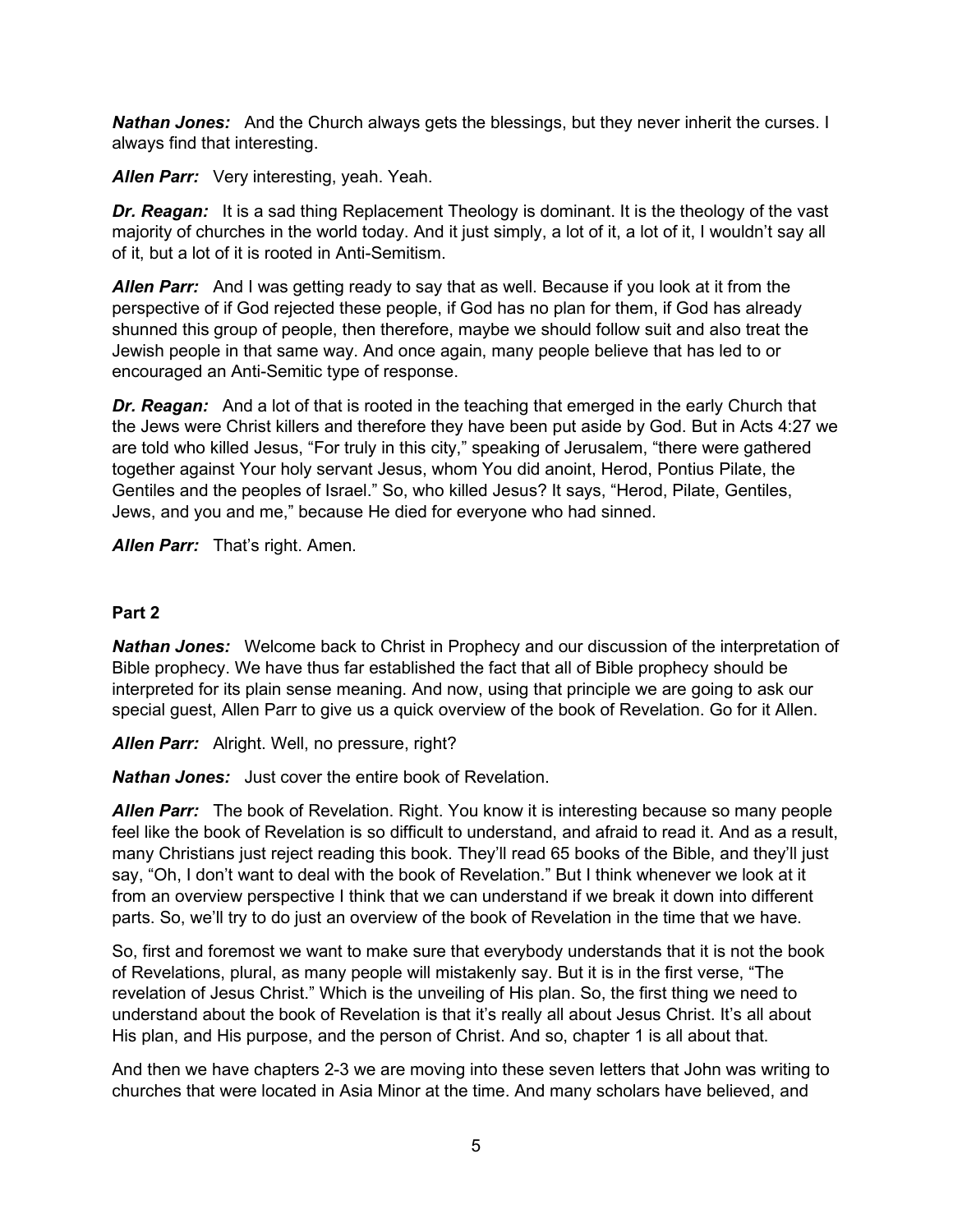***Nathan Jones:*** And the Church always gets the blessings, but they never inherit the curses. I always find that interesting.

***Allen Parr:*** Very interesting, yeah. Yeah.

***Dr. Reagan:*** It is a sad thing Replacement Theology is dominant. It is the theology of the vast majority of churches in the world today. And it just simply, a lot of it, a lot of it, I wouldn't say all of it, but a lot of it is rooted in Anti-Semitism.

***Allen Parr:*** And I was getting ready to say that as well. Because if you look at it from the perspective of if God rejected these people, if God has no plan for them, if God has already shunned this group of people, then therefore, maybe we should follow suit and also treat the Jewish people in that same way. And once again, many people believe that has led to or encouraged an Anti-Semitic type of response.

***Dr. Reagan:*** And a lot of that is rooted in the teaching that emerged in the early Church that the Jews were Christ killers and therefore they have been put aside by God. But in Acts 4:27 we are told who killed Jesus, "For truly in this city," speaking of Jerusalem, "there were gathered together against Your holy servant Jesus, whom You did anoint, Herod, Pontius Pilate, the Gentiles and the peoples of Israel." So, who killed Jesus? It says, "Herod, Pilate, Gentiles, Jews, and you and me," because He died for everyone who had sinned.

***Allen Parr:*** That's right. Amen.

**Part 2**

***Nathan Jones:*** Welcome back to Christ in Prophecy and our discussion of the interpretation of Bible prophecy. We have thus far established the fact that all of Bible prophecy should be interpreted for its plain sense meaning. And now, using that principle we are going to ask our special guest, Allen Parr to give us a quick overview of the book of Revelation. Go for it Allen.

***Allen Parr:*** Alright. Well, no pressure, right?

***Nathan Jones:*** Just cover the entire book of Revelation.

***Allen Parr:*** The book of Revelation. Right. You know it is interesting because so many people feel like the book of Revelation is so difficult to understand, and afraid to read it. And as a result, many Christians just reject reading this book. They'll read 65 books of the Bible, and they'll just say, "Oh, I don't want to deal with the book of Revelation." But I think whenever we look at it from an overview perspective I think that we can understand if we break it down into different parts. So, we'll try to do just an overview of the book of Revelation in the time that we have.

So, first and foremost we want to make sure that everybody understands that it is not the book of Revelations, plural, as many people will mistakenly say. But it is in the first verse, "The revelation of Jesus Christ." Which is the unveiling of His plan. So, the first thing we need to understand about the book of Revelation is that it's really all about Jesus Christ. It's all about His plan, and His purpose, and the person of Christ. And so, chapter 1 is all about that.

And then we have chapters 2-3 we are moving into these seven letters that John was writing to churches that were located in Asia Minor at the time. And many scholars have believed, and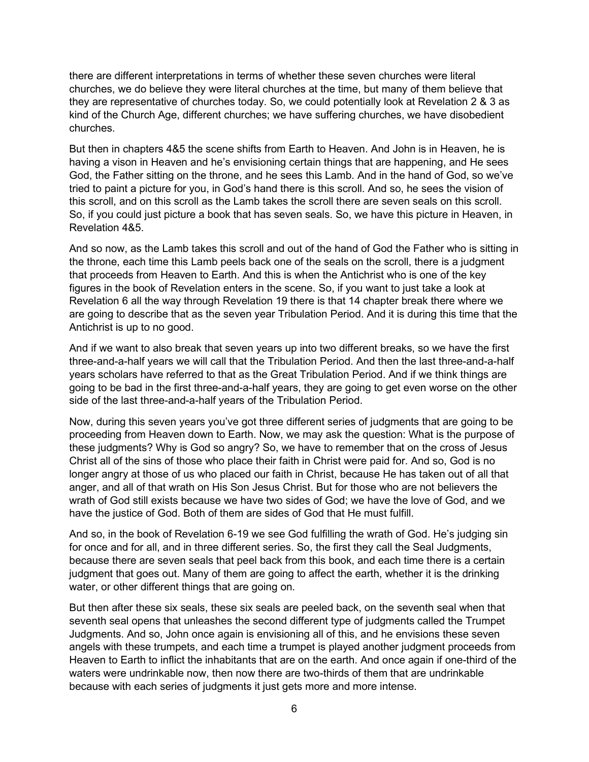there are different interpretations in terms of whether these seven churches were literal churches, we do believe they were literal churches at the time, but many of them believe that they are representative of churches today. So, we could potentially look at Revelation 2 & 3 as kind of the Church Age, different churches; we have suffering churches, we have disobedient churches.

But then in chapters 4&5 the scene shifts from Earth to Heaven. And John is in Heaven, he is having a vison in Heaven and he's envisioning certain things that are happening, and He sees God, the Father sitting on the throne, and he sees this Lamb. And in the hand of God, so we've tried to paint a picture for you, in God's hand there is this scroll. And so, he sees the vision of this scroll, and on this scroll as the Lamb takes the scroll there are seven seals on this scroll. So, if you could just picture a book that has seven seals. So, we have this picture in Heaven, in Revelation 4&5.

And so now, as the Lamb takes this scroll and out of the hand of God the Father who is sitting in the throne, each time this Lamb peels back one of the seals on the scroll, there is a judgment that proceeds from Heaven to Earth. And this is when the Antichrist who is one of the key figures in the book of Revelation enters in the scene. So, if you want to just take a look at Revelation 6 all the way through Revelation 19 there is that 14 chapter break there where we are going to describe that as the seven year Tribulation Period. And it is during this time that the Antichrist is up to no good.

And if we want to also break that seven years up into two different breaks, so we have the first three-and-a-half years we will call that the Tribulation Period. And then the last three-and-a-half years scholars have referred to that as the Great Tribulation Period. And if we think things are going to be bad in the first three-and-a-half years, they are going to get even worse on the other side of the last three-and-a-half years of the Tribulation Period.

Now, during this seven years you've got three different series of judgments that are going to be proceeding from Heaven down to Earth. Now, we may ask the question: What is the purpose of these judgments? Why is God so angry? So, we have to remember that on the cross of Jesus Christ all of the sins of those who place their faith in Christ were paid for. And so, God is no longer angry at those of us who placed our faith in Christ, because He has taken out of all that anger, and all of that wrath on His Son Jesus Christ. But for those who are not believers the wrath of God still exists because we have two sides of God; we have the love of God, and we have the justice of God. Both of them are sides of God that He must fulfill.

And so, in the book of Revelation 6-19 we see God fulfilling the wrath of God. He's judging sin for once and for all, and in three different series. So, the first they call the Seal Judgments, because there are seven seals that peel back from this book, and each time there is a certain judgment that goes out. Many of them are going to affect the earth, whether it is the drinking water, or other different things that are going on.

But then after these six seals, these six seals are peeled back, on the seventh seal when that seventh seal opens that unleashes the second different type of judgments called the Trumpet Judgments. And so, John once again is envisioning all of this, and he envisions these seven angels with these trumpets, and each time a trumpet is played another judgment proceeds from Heaven to Earth to inflict the inhabitants that are on the earth. And once again if one-third of the waters were undrinkable now, then now there are two-thirds of them that are undrinkable because with each series of judgments it just gets more and more intense.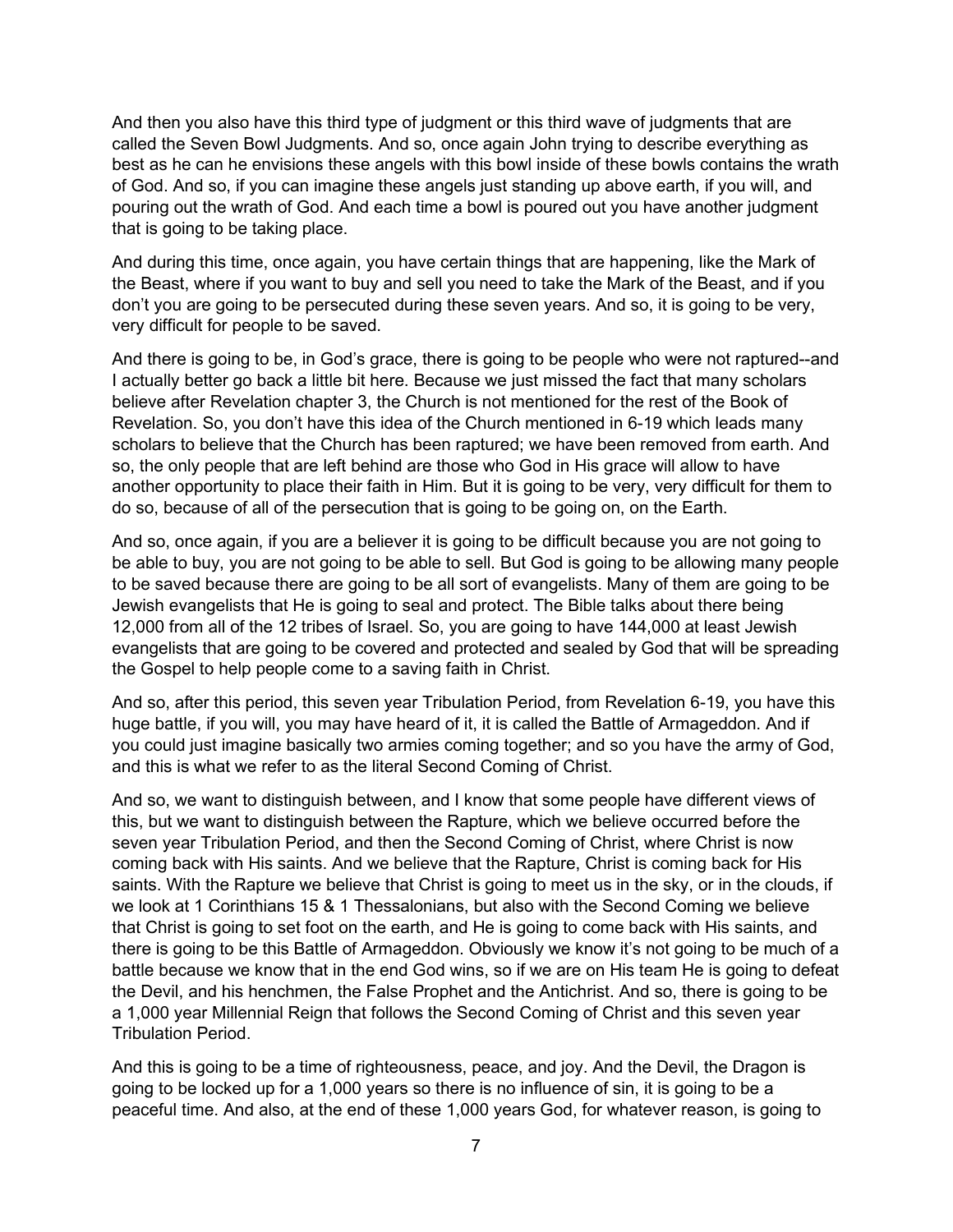And then you also have this third type of judgment or this third wave of judgments that are called the Seven Bowl Judgments. And so, once again John trying to describe everything as best as he can he envisions these angels with this bowl inside of these bowls contains the wrath of God. And so, if you can imagine these angels just standing up above earth, if you will, and pouring out the wrath of God. And each time a bowl is poured out you have another judgment that is going to be taking place.

And during this time, once again, you have certain things that are happening, like the Mark of the Beast, where if you want to buy and sell you need to take the Mark of the Beast, and if you don't you are going to be persecuted during these seven years. And so, it is going to be very, very difficult for people to be saved.

And there is going to be, in God's grace, there is going to be people who were not raptured--and I actually better go back a little bit here. Because we just missed the fact that many scholars believe after Revelation chapter 3, the Church is not mentioned for the rest of the Book of Revelation. So, you don't have this idea of the Church mentioned in 6-19 which leads many scholars to believe that the Church has been raptured; we have been removed from earth. And so, the only people that are left behind are those who God in His grace will allow to have another opportunity to place their faith in Him. But it is going to be very, very difficult for them to do so, because of all of the persecution that is going to be going on, on the Earth.

And so, once again, if you are a believer it is going to be difficult because you are not going to be able to buy, you are not going to be able to sell. But God is going to be allowing many people to be saved because there are going to be all sort of evangelists. Many of them are going to be Jewish evangelists that He is going to seal and protect. The Bible talks about there being 12,000 from all of the 12 tribes of Israel. So, you are going to have 144,000 at least Jewish evangelists that are going to be covered and protected and sealed by God that will be spreading the Gospel to help people come to a saving faith in Christ.

And so, after this period, this seven year Tribulation Period, from Revelation 6-19, you have this huge battle, if you will, you may have heard of it, it is called the Battle of Armageddon. And if you could just imagine basically two armies coming together; and so you have the army of God, and this is what we refer to as the literal Second Coming of Christ.

And so, we want to distinguish between, and I know that some people have different views of this, but we want to distinguish between the Rapture, which we believe occurred before the seven year Tribulation Period, and then the Second Coming of Christ, where Christ is now coming back with His saints. And we believe that the Rapture, Christ is coming back for His saints. With the Rapture we believe that Christ is going to meet us in the sky, or in the clouds, if we look at 1 Corinthians 15 & 1 Thessalonians, but also with the Second Coming we believe that Christ is going to set foot on the earth, and He is going to come back with His saints, and there is going to be this Battle of Armageddon. Obviously we know it's not going to be much of a battle because we know that in the end God wins, so if we are on His team He is going to defeat the Devil, and his henchmen, the False Prophet and the Antichrist. And so, there is going to be a 1,000 year Millennial Reign that follows the Second Coming of Christ and this seven year Tribulation Period.

And this is going to be a time of righteousness, peace, and joy. And the Devil, the Dragon is going to be locked up for a 1,000 years so there is no influence of sin, it is going to be a peaceful time. And also, at the end of these 1,000 years God, for whatever reason, is going to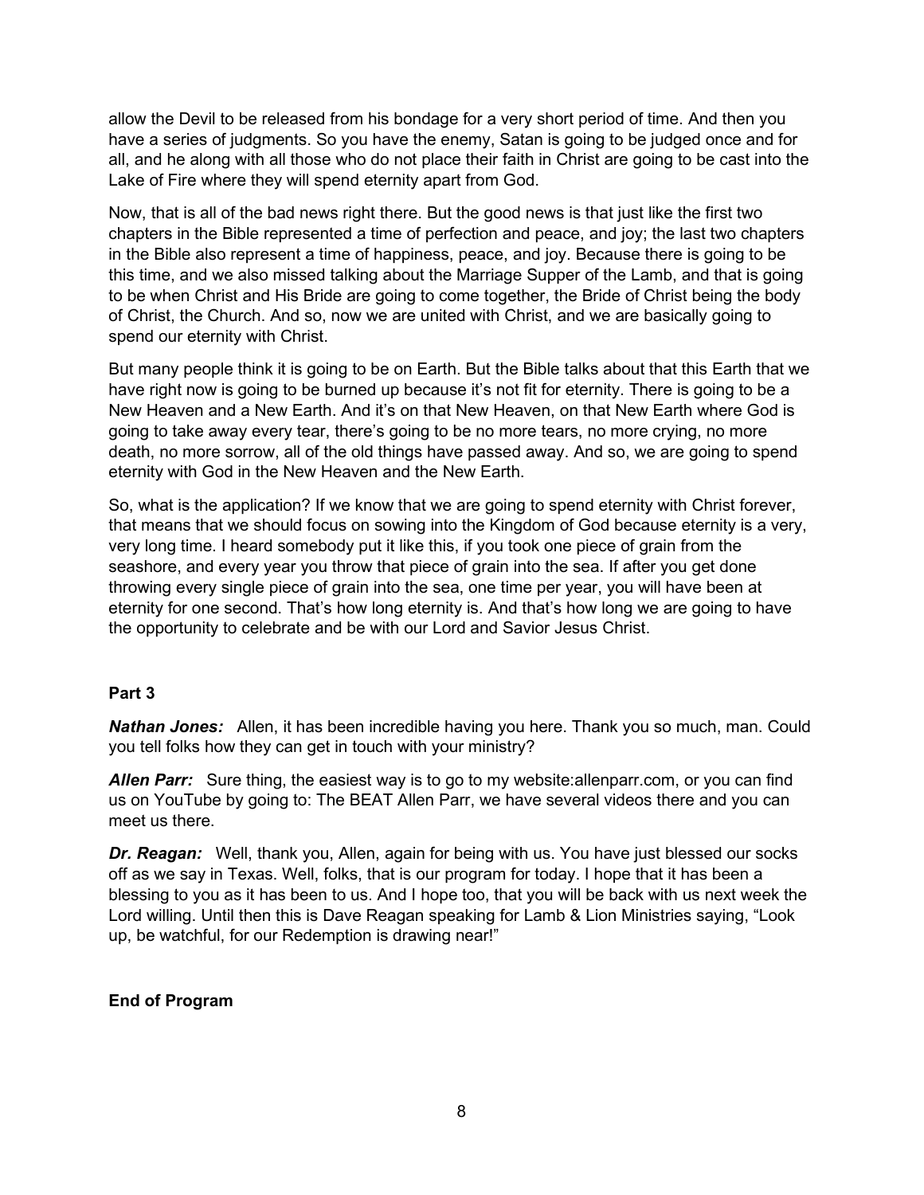allow the Devil to be released from his bondage for a very short period of time. And then you have a series of judgments. So you have the enemy, Satan is going to be judged once and for all, and he along with all those who do not place their faith in Christ are going to be cast into the Lake of Fire where they will spend eternity apart from God.

Now, that is all of the bad news right there. But the good news is that just like the first two chapters in the Bible represented a time of perfection and peace, and joy; the last two chapters in the Bible also represent a time of happiness, peace, and joy. Because there is going to be this time, and we also missed talking about the Marriage Supper of the Lamb, and that is going to be when Christ and His Bride are going to come together, the Bride of Christ being the body of Christ, the Church. And so, now we are united with Christ, and we are basically going to spend our eternity with Christ.

But many people think it is going to be on Earth. But the Bible talks about that this Earth that we have right now is going to be burned up because it's not fit for eternity. There is going to be a New Heaven and a New Earth. And it's on that New Heaven, on that New Earth where God is going to take away every tear, there's going to be no more tears, no more crying, no more death, no more sorrow, all of the old things have passed away. And so, we are going to spend eternity with God in the New Heaven and the New Earth.

So, what is the application? If we know that we are going to spend eternity with Christ forever, that means that we should focus on sowing into the Kingdom of God because eternity is a very, very long time. I heard somebody put it like this, if you took one piece of grain from the seashore, and every year you throw that piece of grain into the sea. If after you get done throwing every single piece of grain into the sea, one time per year, you will have been at eternity for one second. That's how long eternity is. And that's how long we are going to have the opportunity to celebrate and be with our Lord and Savior Jesus Christ.

**Part 3**

***Nathan Jones:*** Allen, it has been incredible having you here. Thank you so much, man. Could you tell folks how they can get in touch with your ministry?

***Allen Parr:*** Sure thing, the easiest way is to go to my website:allenparr.com, or you can find us on YouTube by going to: The BEAT Allen Parr, we have several videos there and you can meet us there.

***Dr. Reagan:*** Well, thank you, Allen, again for being with us. You have just blessed our socks off as we say in Texas. Well, folks, that is our program for today. I hope that it has been a blessing to you as it has been to us. And I hope too, that you will be back with us next week the Lord willing. Until then this is Dave Reagan speaking for Lamb & Lion Ministries saying, "Look up, be watchful, for our Redemption is drawing near!"

**End of Program**